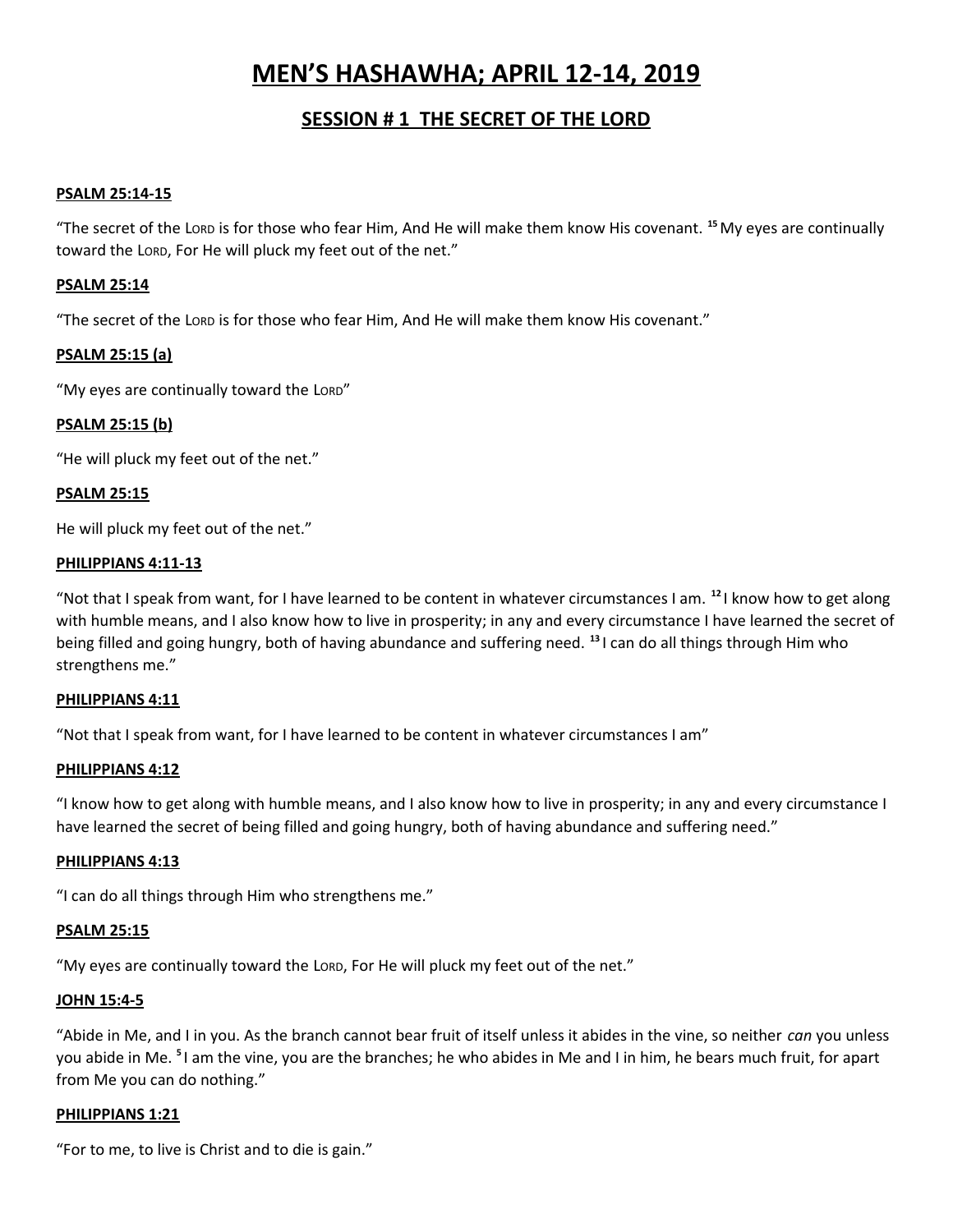# MEN'S HASHAWHA; APRIL 12-14, 2019

## SESSION # 1 THE SECRET OF THE LORD

**PSALM 25:14-15**

"The secret of the LORD is for those who fear Him, And He will make them know His covenant. [15] My eyes are continually toward the LORD, For He will pluck my feet out of the net."

**PSALM 25:14**

"The secret of the LORD is for those who fear Him, And He will make them know His covenant."

**PSALM 25:15 (a)**

"My eyes are continually toward the LORD"

**PSALM 25:15 (b)**

"He will pluck my feet out of the net."

**PSALM 25:15**

He will pluck my feet out of the net."

**PHILIPPIANS 4:11-13**

"Not that I speak from want, for I have learned to be content in whatever circumstances I am. [12] I know how to get along with humble means, and I also know how to live in prosperity; in any and every circumstance I have learned the secret of being filled and going hungry, both of having abundance and suffering need. [13] I can do all things through Him who strengthens me."

**PHILIPPIANS 4:11**

"Not that I speak from want, for I have learned to be content in whatever circumstances I am"

**PHILIPPIANS 4:12**

"I know how to get along with humble means, and I also know how to live in prosperity; in any and every circumstance I have learned the secret of being filled and going hungry, both of having abundance and suffering need."

**PHILIPPIANS 4:13**

"I can do all things through Him who strengthens me."

**PSALM 25:15**

"My eyes are continually toward the LORD, For He will pluck my feet out of the net."

**JOHN 15:4-5**

"Abide in Me, and I in you. As the branch cannot bear fruit of itself unless it abides in the vine, so neither *can* you unless you abide in Me. [5] I am the vine, you are the branches; he who abides in Me and I in him, he bears much fruit, for apart from Me you can do nothing."

**PHILIPPIANS 1:21**

"For to me, to live is Christ and to die is gain."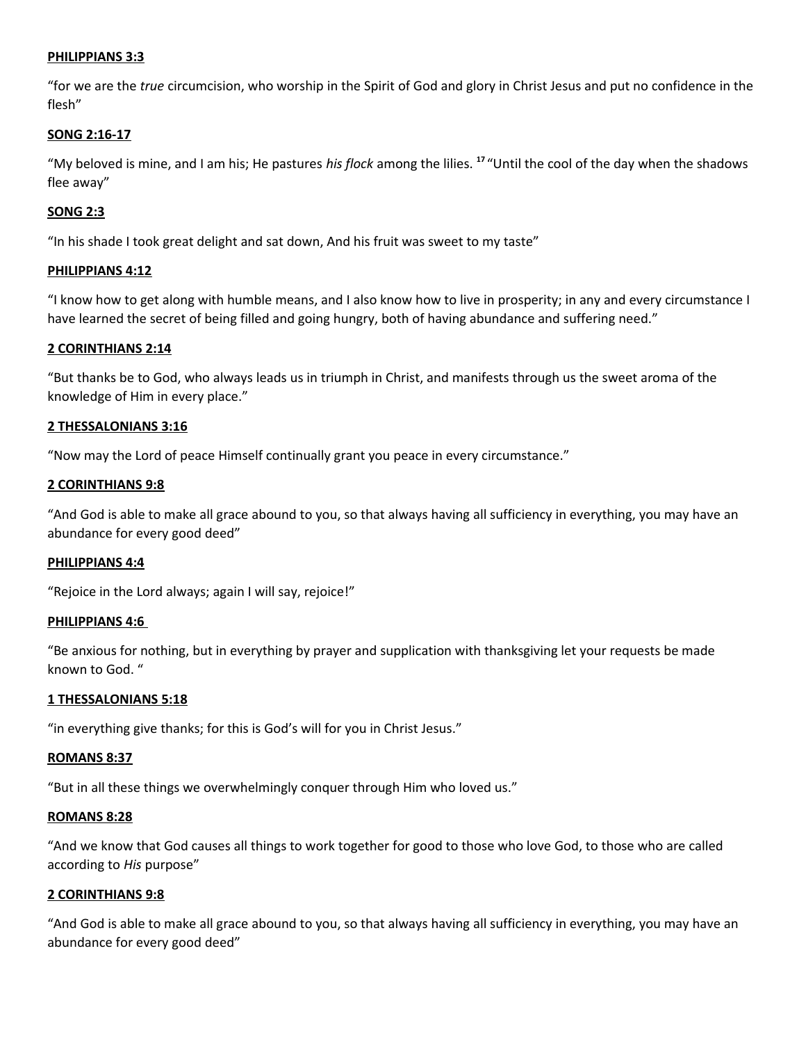**PHILIPPIANS 3:3**

"for we are the *true* circumcision, who worship in the Spirit of God and glory in Christ Jesus and put no confidence in the flesh"

**SONG 2:16-17**

"My beloved is mine, and I am his; He pastures *his flock* among the lilies. [17] "Until the cool of the day when the shadows flee away"

**SONG 2:3**

"In his shade I took great delight and sat down, And his fruit was sweet to my taste"

**PHILIPPIANS 4:12**

"I know how to get along with humble means, and I also know how to live in prosperity; in any and every circumstance I have learned the secret of being filled and going hungry, both of having abundance and suffering need."

**2 CORINTHIANS 2:14**

"But thanks be to God, who always leads us in triumph in Christ, and manifests through us the sweet aroma of the knowledge of Him in every place."

**2 THESSALONIANS 3:16**

"Now may the Lord of peace Himself continually grant you peace in every circumstance."

**2 CORINTHIANS 9:8**

"And God is able to make all grace abound to you, so that always having all sufficiency in everything, you may have an abundance for every good deed"

**PHILIPPIANS 4:4**

"Rejoice in the Lord always; again I will say, rejoice!"

**PHILIPPIANS 4:6**

"Be anxious for nothing, but in everything by prayer and supplication with thanksgiving let your requests be made known to God. "

**1 THESSALONIANS 5:18**

"in everything give thanks; for this is God's will for you in Christ Jesus."

**ROMANS 8:37**

"But in all these things we overwhelmingly conquer through Him who loved us."

**ROMANS 8:28**

"And we know that God causes all things to work together for good to those who love God, to those who are called according to *His* purpose"

**2 CORINTHIANS 9:8**

"And God is able to make all grace abound to you, so that always having all sufficiency in everything, you may have an abundance for every good deed"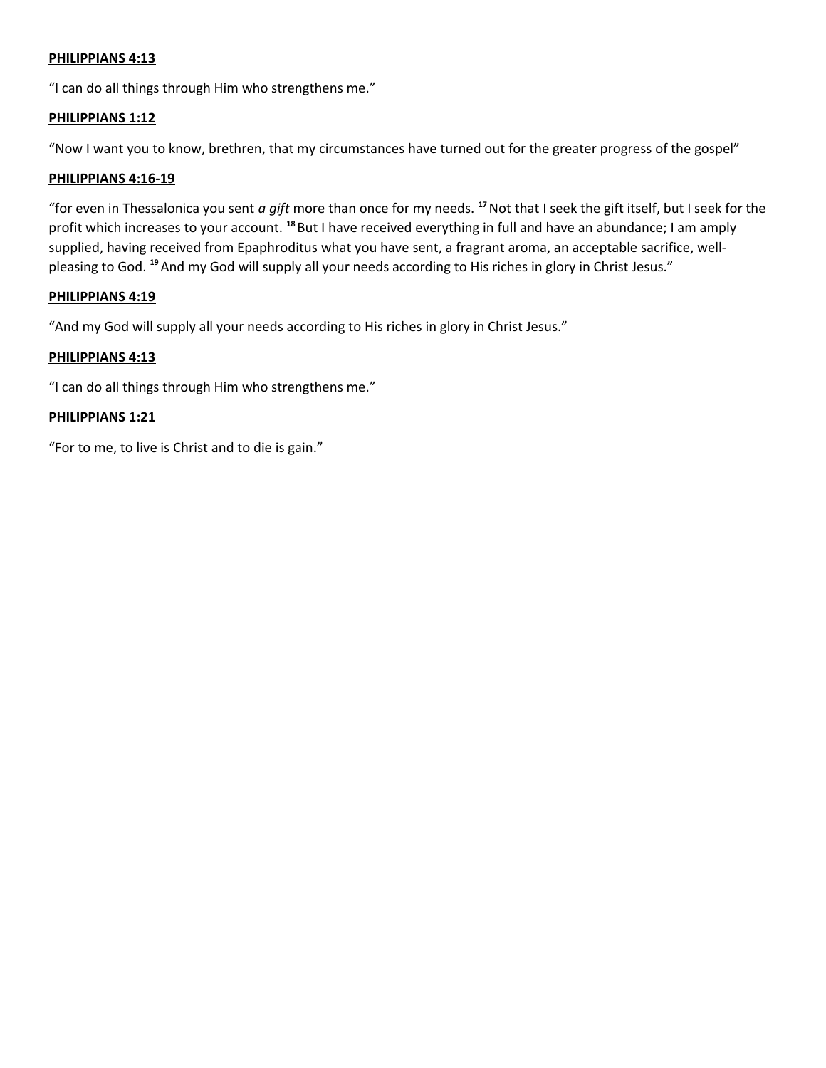**PHILIPPIANS 4:13**

"I can do all things through Him who strengthens me."

**PHILIPPIANS 1:12**

"Now I want you to know, brethren, that my circumstances have turned out for the greater progress of the gospel"

**PHILIPPIANS 4:16-19**

"for even in Thessalonica you sent *a gift* more than once for my needs. **17** Not that I seek the gift itself, but I seek for the profit which increases to your account. **18** But I have received everything in full and have an abundance; I am amply supplied, having received from Epaphroditus what you have sent, a fragrant aroma, an acceptable sacrifice, well-pleasing to God. **19** And my God will supply all your needs according to His riches in glory in Christ Jesus."

**PHILIPPIANS 4:19**

"And my God will supply all your needs according to His riches in glory in Christ Jesus."

**PHILIPPIANS 4:13**

"I can do all things through Him who strengthens me."

**PHILIPPIANS 1:21**

"For to me, to live is Christ and to die is gain."